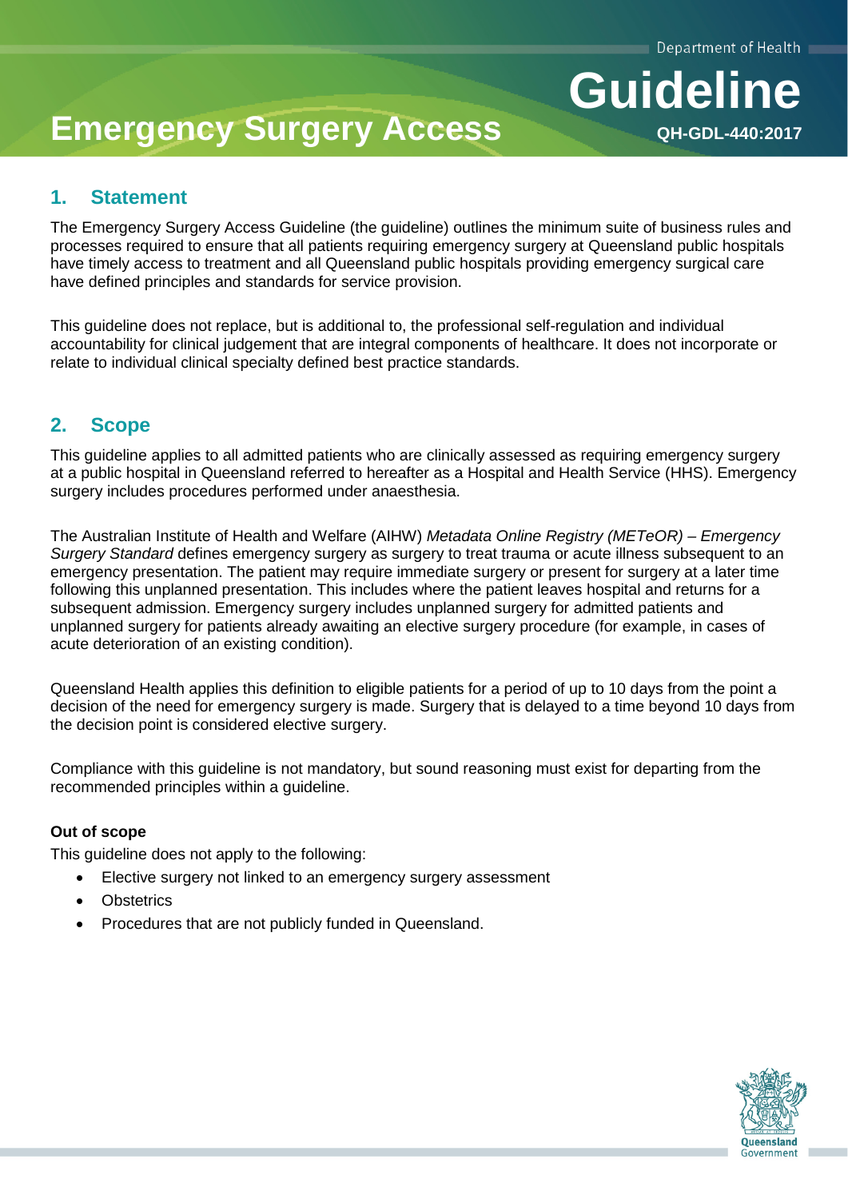Department of Health

# Emergency Surgery Access

Guideline

QH-GDL-440:2017

## 1. Statement

The Emergency Surgery Access Guideline (the guideline) outlines the minimum suite of business rules and processes required to ensure that all patients requiring emergency surgery at Queensland public hospitals have timely access to treatment and all Queensland public hospitals providing emergency surgical care have defined principles and standards for service provision.

This guideline does not replace, but is additional to, the professional self-regulation and individual accountability for clinical judgement that are integral components of healthcare. It does not incorporate or relate to individual clinical specialty defined best practice standards.

## 2. Scope

This guideline applies to all admitted patients who are clinically assessed as requiring emergency surgery at a public hospital in Queensland referred to hereafter as a Hospital and Health Service (HHS). Emergency surgery includes procedures performed under anaesthesia.

The Australian Institute of Health and Welfare (AIHW) *Metadata Online Registry (METeOR) – Emergency Surgery Standard* defines emergency surgery as surgery to treat trauma or acute illness subsequent to an emergency presentation. The patient may require immediate surgery or present for surgery at a later time following this unplanned presentation. This includes where the patient leaves hospital and returns for a subsequent admission. Emergency surgery includes unplanned surgery for admitted patients and unplanned surgery for patients already awaiting an elective surgery procedure (for example, in cases of acute deterioration of an existing condition).

Queensland Health applies this definition to eligible patients for a period of up to 10 days from the point a decision of the need for emergency surgery is made. Surgery that is delayed to a time beyond 10 days from the decision point is considered elective surgery.

Compliance with this guideline is not mandatory, but sound reasoning must exist for departing from the recommended principles within a guideline.

**Out of scope**

This guideline does not apply to the following:

- Elective surgery not linked to an emergency surgery assessment
- Obstetrics
- Procedures that are not publicly funded in Queensland.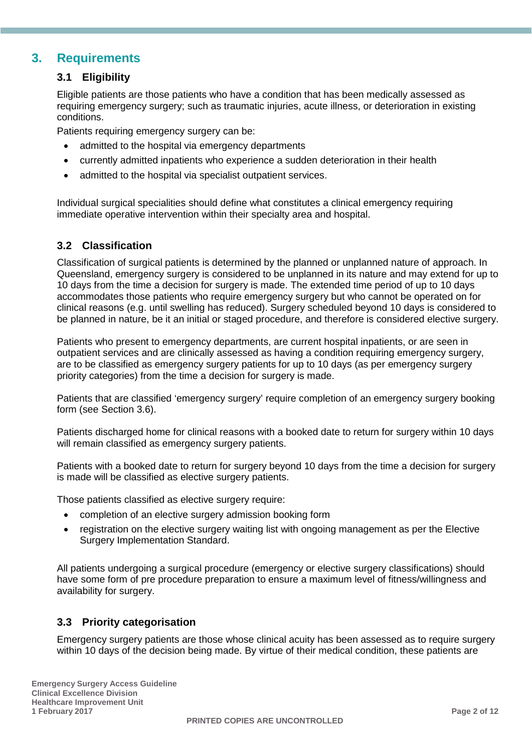## 3. Requirements

### 3.1 Eligibility

Eligible patients are those patients who have a condition that has been medically assessed as requiring emergency surgery; such as traumatic injuries, acute illness, or deterioration in existing conditions.

Patients requiring emergency surgery can be:

- admitted to the hospital via emergency departments
- currently admitted inpatients who experience a sudden deterioration in their health
- admitted to the hospital via specialist outpatient services.

Individual surgical specialities should define what constitutes a clinical emergency requiring immediate operative intervention within their specialty area and hospital.

### 3.2 Classification

Classification of surgical patients is determined by the planned or unplanned nature of approach. In Queensland, emergency surgery is considered to be unplanned in its nature and may extend for up to 10 days from the time a decision for surgery is made. The extended time period of up to 10 days accommodates those patients who require emergency surgery but who cannot be operated on for clinical reasons (e.g. until swelling has reduced). Surgery scheduled beyond 10 days is considered to be planned in nature, be it an initial or staged procedure, and therefore is considered elective surgery.

Patients who present to emergency departments, are current hospital inpatients, or are seen in outpatient services and are clinically assessed as having a condition requiring emergency surgery, are to be classified as emergency surgery patients for up to 10 days (as per emergency surgery priority categories) from the time a decision for surgery is made.

Patients that are classified 'emergency surgery' require completion of an emergency surgery booking form (see Section 3.6).

Patients discharged home for clinical reasons with a booked date to return for surgery within 10 days will remain classified as emergency surgery patients.

Patients with a booked date to return for surgery beyond 10 days from the time a decision for surgery is made will be classified as elective surgery patients.

Those patients classified as elective surgery require:

- completion of an elective surgery admission booking form
- registration on the elective surgery waiting list with ongoing management as per the Elective Surgery Implementation Standard.

All patients undergoing a surgical procedure (emergency or elective surgery classifications) should have some form of pre procedure preparation to ensure a maximum level of fitness/willingness and availability for surgery.

### 3.3 Priority categorisation

Emergency surgery patients are those whose clinical acuity has been assessed as to require surgery within 10 days of the decision being made. By virtue of their medical condition, these patients are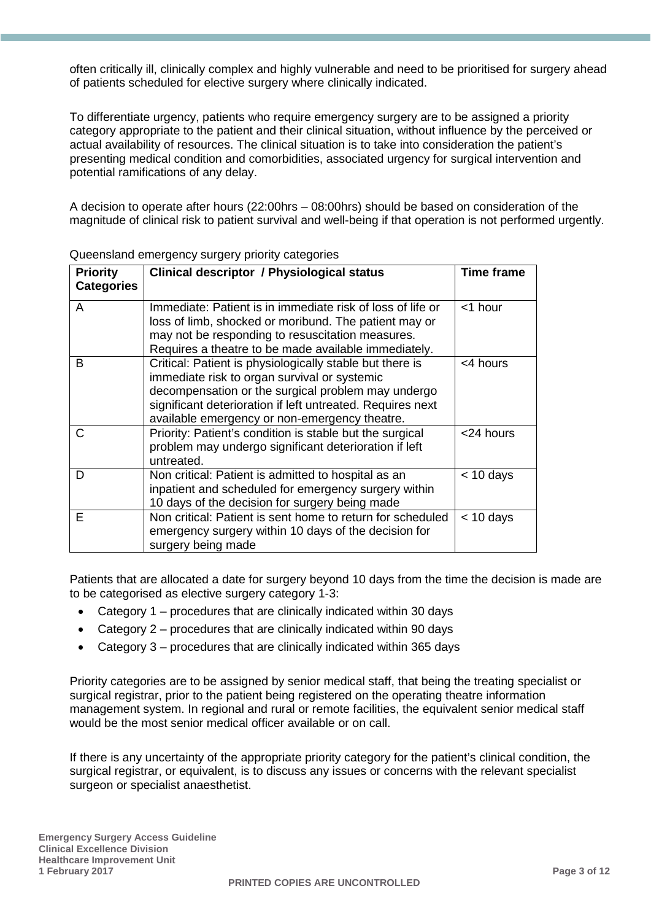often critically ill, clinically complex and highly vulnerable and need to be prioritised for surgery ahead of patients scheduled for elective surgery where clinically indicated.

To differentiate urgency, patients who require emergency surgery are to be assigned a priority category appropriate to the patient and their clinical situation, without influence by the perceived or actual availability of resources. The clinical situation is to take into consideration the patient's presenting medical condition and comorbidities, associated urgency for surgical intervention and potential ramifications of any delay.

A decision to operate after hours (22:00hrs – 08:00hrs) should be based on consideration of the magnitude of clinical risk to patient survival and well-being if that operation is not performed urgently.

Queensland emergency surgery priority categories

| Priority Categories | Clinical descriptor / Physiological status | Time frame |
|---|---|---|
| A | Immediate: Patient is in immediate risk of loss of life or loss of limb, shocked or moribund. The patient may or may not be responding to resuscitation measures. Requires a theatre to be made available immediately. | <1 hour |
| B | Critical: Patient is physiologically stable but there is immediate risk to organ survival or systemic decompensation or the surgical problem may undergo significant deterioration if left untreated. Requires next available emergency or non-emergency theatre. | <4 hours |
| C | Priority: Patient's condition is stable but the surgical problem may undergo significant deterioration if left untreated. | <24 hours |
| D | Non critical: Patient is admitted to hospital as an inpatient and scheduled for emergency surgery within 10 days of the decision for surgery being made | < 10 days |
| E | Non critical: Patient is sent home to return for scheduled emergency surgery within 10 days of the decision for surgery being made | < 10 days |

Patients that are allocated a date for surgery beyond 10 days from the time the decision is made are to be categorised as elective surgery category 1-3:

- Category 1 – procedures that are clinically indicated within 30 days
- Category 2 – procedures that are clinically indicated within 90 days
- Category 3 – procedures that are clinically indicated within 365 days

Priority categories are to be assigned by senior medical staff, that being the treating specialist or surgical registrar, prior to the patient being registered on the operating theatre information management system. In regional and rural or remote facilities, the equivalent senior medical staff would be the most senior medical officer available or on call.

If there is any uncertainty of the appropriate priority category for the patient's clinical condition, the surgical registrar, or equivalent, is to discuss any issues or concerns with the relevant specialist surgeon or specialist anaesthetist.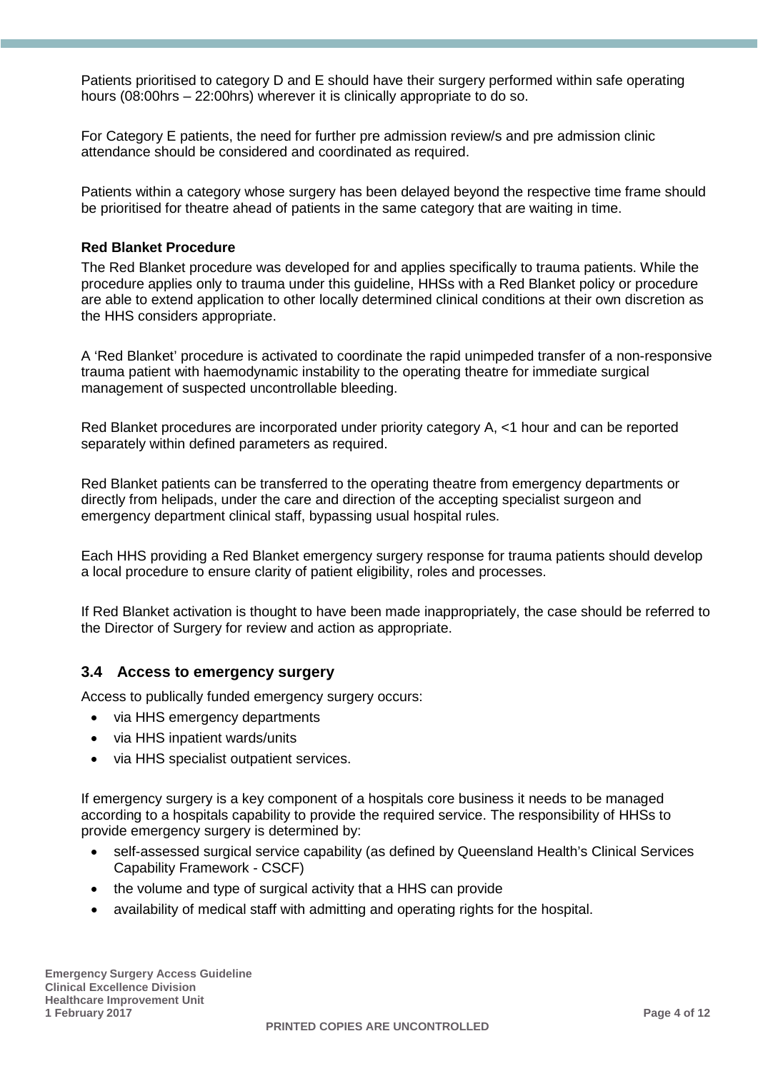Patients prioritised to category D and E should have their surgery performed within safe operating hours (08:00hrs – 22:00hrs) wherever it is clinically appropriate to do so.

For Category E patients, the need for further pre admission review/s and pre admission clinic attendance should be considered and coordinated as required.

Patients within a category whose surgery has been delayed beyond the respective time frame should be prioritised for theatre ahead of patients in the same category that are waiting in time.

**Red Blanket Procedure**

The Red Blanket procedure was developed for and applies specifically to trauma patients. While the procedure applies only to trauma under this guideline, HHSs with a Red Blanket policy or procedure are able to extend application to other locally determined clinical conditions at their own discretion as the HHS considers appropriate.

A 'Red Blanket' procedure is activated to coordinate the rapid unimpeded transfer of a non-responsive trauma patient with haemodynamic instability to the operating theatre for immediate surgical management of suspected uncontrollable bleeding.

Red Blanket procedures are incorporated under priority category A, <1 hour and can be reported separately within defined parameters as required.

Red Blanket patients can be transferred to the operating theatre from emergency departments or directly from helipads, under the care and direction of the accepting specialist surgeon and emergency department clinical staff, bypassing usual hospital rules.

Each HHS providing a Red Blanket emergency surgery response for trauma patients should develop a local procedure to ensure clarity of patient eligibility, roles and processes.

If Red Blanket activation is thought to have been made inappropriately, the case should be referred to the Director of Surgery for review and action as appropriate.

## 3.4 Access to emergency surgery

Access to publically funded emergency surgery occurs:

- via HHS emergency departments
- via HHS inpatient wards/units
- via HHS specialist outpatient services.

If emergency surgery is a key component of a hospitals core business it needs to be managed according to a hospitals capability to provide the required service. The responsibility of HHSs to provide emergency surgery is determined by:

- self-assessed surgical service capability (as defined by Queensland Health's Clinical Services Capability Framework - CSCF)
- the volume and type of surgical activity that a HHS can provide
- availability of medical staff with admitting and operating rights for the hospital.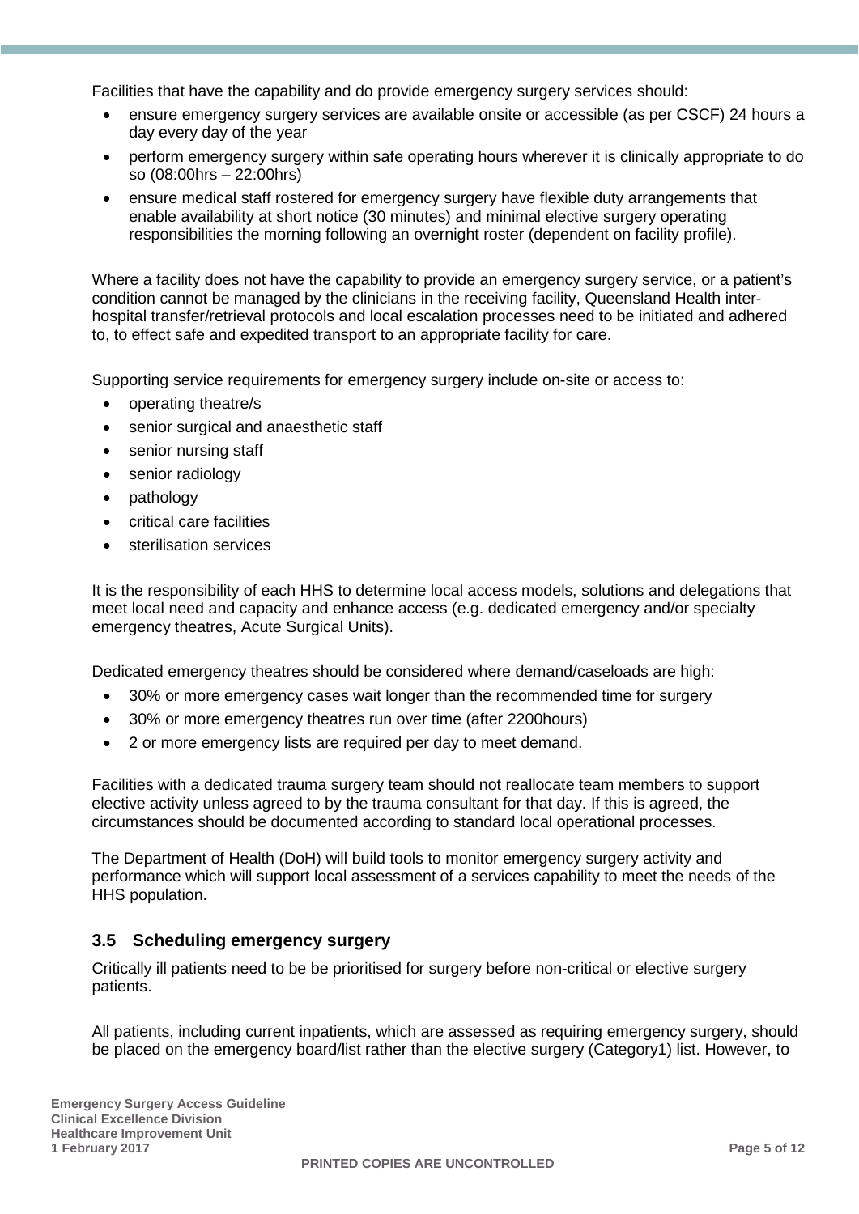Facilities that have the capability and do provide emergency surgery services should:

- ensure emergency surgery services are available onsite or accessible (as per CSCF) 24 hours a day every day of the year
- perform emergency surgery within safe operating hours wherever it is clinically appropriate to do so (08:00hrs – 22:00hrs)
- ensure medical staff rostered for emergency surgery have flexible duty arrangements that enable availability at short notice (30 minutes) and minimal elective surgery operating responsibilities the morning following an overnight roster (dependent on facility profile).

Where a facility does not have the capability to provide an emergency surgery service, or a patient's condition cannot be managed by the clinicians in the receiving facility, Queensland Health inter-hospital transfer/retrieval protocols and local escalation processes need to be initiated and adhered to, to effect safe and expedited transport to an appropriate facility for care.

Supporting service requirements for emergency surgery include on-site or access to:

- operating theatre/s
- senior surgical and anaesthetic staff
- senior nursing staff
- senior radiology
- pathology
- critical care facilities
- sterilisation services

It is the responsibility of each HHS to determine local access models, solutions and delegations that meet local need and capacity and enhance access (e.g. dedicated emergency and/or specialty emergency theatres, Acute Surgical Units).

Dedicated emergency theatres should be considered where demand/caseloads are high:

- 30% or more emergency cases wait longer than the recommended time for surgery
- 30% or more emergency theatres run over time (after 2200hours)
- 2 or more emergency lists are required per day to meet demand.

Facilities with a dedicated trauma surgery team should not reallocate team members to support elective activity unless agreed to by the trauma consultant for that day. If this is agreed, the circumstances should be documented according to standard local operational processes.

The Department of Health (DoH) will build tools to monitor emergency surgery activity and performance which will support local assessment of a services capability to meet the needs of the HHS population.

## 3.5 Scheduling emergency surgery

Critically ill patients need to be be prioritised for surgery before non-critical or elective surgery patients.

All patients, including current inpatients, which are assessed as requiring emergency surgery, should be placed on the emergency board/list rather than the elective surgery (Category1) list. However, to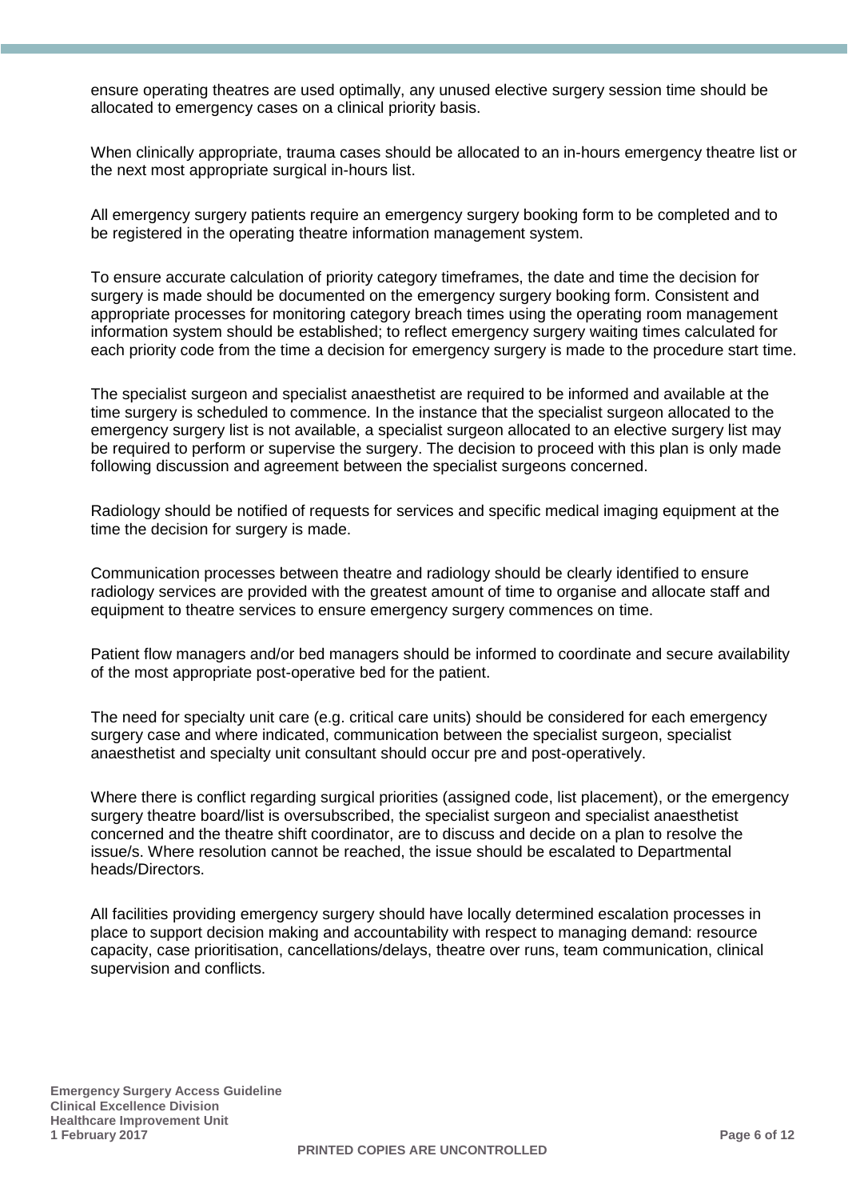ensure operating theatres are used optimally, any unused elective surgery session time should be allocated to emergency cases on a clinical priority basis.

When clinically appropriate, trauma cases should be allocated to an in-hours emergency theatre list or the next most appropriate surgical in-hours list.

All emergency surgery patients require an emergency surgery booking form to be completed and to be registered in the operating theatre information management system.

To ensure accurate calculation of priority category timeframes, the date and time the decision for surgery is made should be documented on the emergency surgery booking form. Consistent and appropriate processes for monitoring category breach times using the operating room management information system should be established; to reflect emergency surgery waiting times calculated for each priority code from the time a decision for emergency surgery is made to the procedure start time.

The specialist surgeon and specialist anaesthetist are required to be informed and available at the time surgery is scheduled to commence. In the instance that the specialist surgeon allocated to the emergency surgery list is not available, a specialist surgeon allocated to an elective surgery list may be required to perform or supervise the surgery. The decision to proceed with this plan is only made following discussion and agreement between the specialist surgeons concerned.

Radiology should be notified of requests for services and specific medical imaging equipment at the time the decision for surgery is made.

Communication processes between theatre and radiology should be clearly identified to ensure radiology services are provided with the greatest amount of time to organise and allocate staff and equipment to theatre services to ensure emergency surgery commences on time.

Patient flow managers and/or bed managers should be informed to coordinate and secure availability of the most appropriate post-operative bed for the patient.

The need for specialty unit care (e.g. critical care units) should be considered for each emergency surgery case and where indicated, communication between the specialist surgeon, specialist anaesthetist and specialty unit consultant should occur pre and post-operatively.

Where there is conflict regarding surgical priorities (assigned code, list placement), or the emergency surgery theatre board/list is oversubscribed, the specialist surgeon and specialist anaesthetist concerned and the theatre shift coordinator, are to discuss and decide on a plan to resolve the issue/s. Where resolution cannot be reached, the issue should be escalated to Departmental heads/Directors.

All facilities providing emergency surgery should have locally determined escalation processes in place to support decision making and accountability with respect to managing demand: resource capacity, case prioritisation, cancellations/delays, theatre over runs, team communication, clinical supervision and conflicts.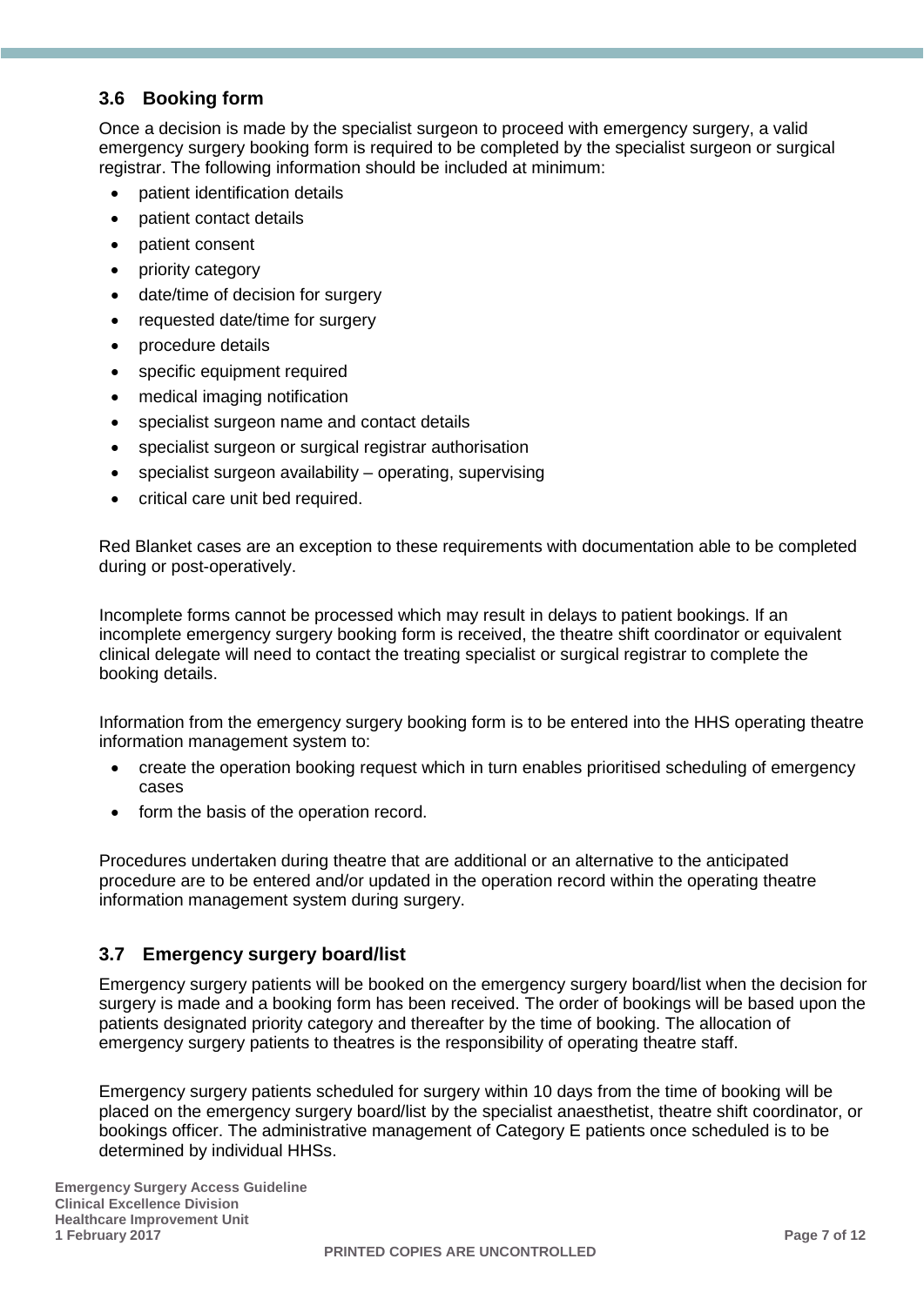### 3.6 Booking form

Once a decision is made by the specialist surgeon to proceed with emergency surgery, a valid emergency surgery booking form is required to be completed by the specialist surgeon or surgical registrar. The following information should be included at minimum:

- patient identification details
- patient contact details
- patient consent
- priority category
- date/time of decision for surgery
- requested date/time for surgery
- procedure details
- specific equipment required
- medical imaging notification
- specialist surgeon name and contact details
- specialist surgeon or surgical registrar authorisation
- specialist surgeon availability – operating, supervising
- critical care unit bed required.

Red Blanket cases are an exception to these requirements with documentation able to be completed during or post-operatively.

Incomplete forms cannot be processed which may result in delays to patient bookings. If an incomplete emergency surgery booking form is received, the theatre shift coordinator or equivalent clinical delegate will need to contact the treating specialist or surgical registrar to complete the booking details.

Information from the emergency surgery booking form is to be entered into the HHS operating theatre information management system to:

- create the operation booking request which in turn enables prioritised scheduling of emergency cases
- form the basis of the operation record.

Procedures undertaken during theatre that are additional or an alternative to the anticipated procedure are to be entered and/or updated in the operation record within the operating theatre information management system during surgery.

### 3.7 Emergency surgery board/list

Emergency surgery patients will be booked on the emergency surgery board/list when the decision for surgery is made and a booking form has been received. The order of bookings will be based upon the patients designated priority category and thereafter by the time of booking. The allocation of emergency surgery patients to theatres is the responsibility of operating theatre staff.

Emergency surgery patients scheduled for surgery within 10 days from the time of booking will be placed on the emergency surgery board/list by the specialist anaesthetist, theatre shift coordinator, or bookings officer. The administrative management of Category E patients once scheduled is to be determined by individual HHSs.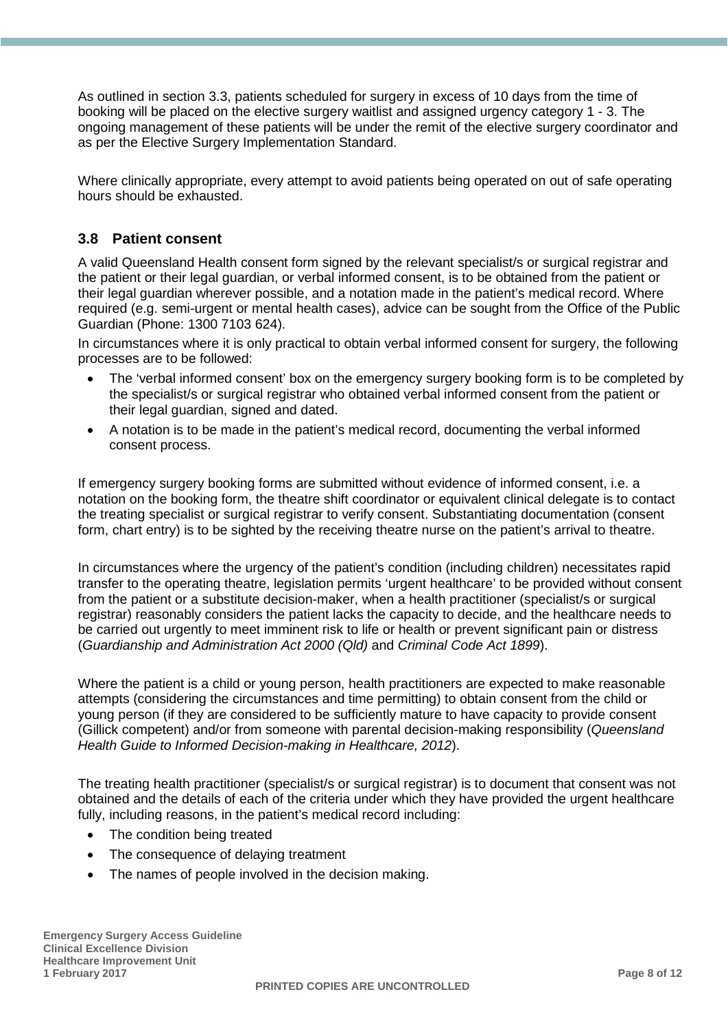As outlined in section 3.3, patients scheduled for surgery in excess of 10 days from the time of booking will be placed on the elective surgery waitlist and assigned urgency category 1 - 3. The ongoing management of these patients will be under the remit of the elective surgery coordinator and as per the Elective Surgery Implementation Standard.

Where clinically appropriate, every attempt to avoid patients being operated on out of safe operating hours should be exhausted.

### 3.8 Patient consent

A valid Queensland Health consent form signed by the relevant specialist/s or surgical registrar and the patient or their legal guardian, or verbal informed consent, is to be obtained from the patient or their legal guardian wherever possible, and a notation made in the patient's medical record. Where required (e.g. semi-urgent or mental health cases), advice can be sought from the Office of the Public Guardian (Phone: 1300 7103 624).

In circumstances where it is only practical to obtain verbal informed consent for surgery, the following processes are to be followed:

- The 'verbal informed consent' box on the emergency surgery booking form is to be completed by the specialist/s or surgical registrar who obtained verbal informed consent from the patient or their legal guardian, signed and dated.
- A notation is to be made in the patient's medical record, documenting the verbal informed consent process.

If emergency surgery booking forms are submitted without evidence of informed consent, i.e. a notation on the booking form, the theatre shift coordinator or equivalent clinical delegate is to contact the treating specialist or surgical registrar to verify consent. Substantiating documentation (consent form, chart entry) is to be sighted by the receiving theatre nurse on the patient's arrival to theatre.

In circumstances where the urgency of the patient's condition (including children) necessitates rapid transfer to the operating theatre, legislation permits 'urgent healthcare' to be provided without consent from the patient or a substitute decision-maker, when a health practitioner (specialist/s or surgical registrar) reasonably considers the patient lacks the capacity to decide, and the healthcare needs to be carried out urgently to meet imminent risk to life or health or prevent significant pain or distress (*Guardianship and Administration Act 2000 (Qld)* and *Criminal Code Act 1899*).

Where the patient is a child or young person, health practitioners are expected to make reasonable attempts (considering the circumstances and time permitting) to obtain consent from the child or young person (if they are considered to be sufficiently mature to have capacity to provide consent (Gillick competent) and/or from someone with parental decision-making responsibility (*Queensland Health Guide to Informed Decision-making in Healthcare, 2012*).

The treating health practitioner (specialist/s or surgical registrar) is to document that consent was not obtained and the details of each of the criteria under which they have provided the urgent healthcare fully, including reasons, in the patient's medical record including:

- The condition being treated
- The consequence of delaying treatment
- The names of people involved in the decision making.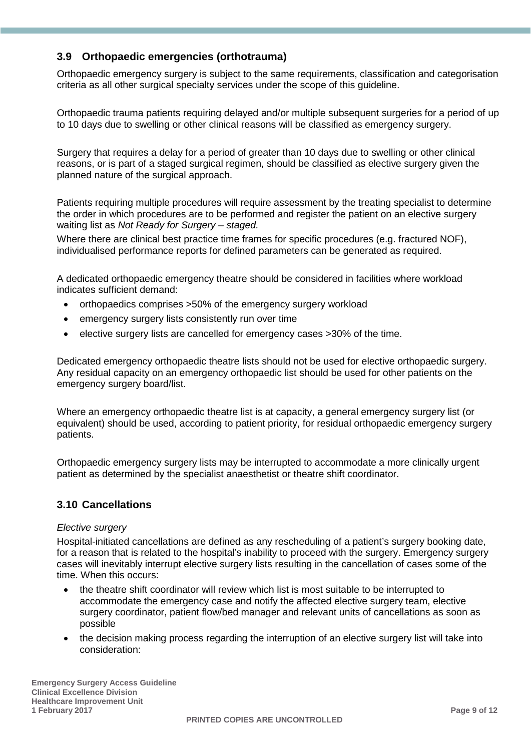## 3.9 Orthopaedic emergencies (orthotrauma)

Orthopaedic emergency surgery is subject to the same requirements, classification and categorisation criteria as all other surgical specialty services under the scope of this guideline.

Orthopaedic trauma patients requiring delayed and/or multiple subsequent surgeries for a period of up to 10 days due to swelling or other clinical reasons will be classified as emergency surgery.

Surgery that requires a delay for a period of greater than 10 days due to swelling or other clinical reasons, or is part of a staged surgical regimen, should be classified as elective surgery given the planned nature of the surgical approach.

Patients requiring multiple procedures will require assessment by the treating specialist to determine the order in which procedures are to be performed and register the patient on an elective surgery waiting list as *Not Ready for Surgery – staged.*

Where there are clinical best practice time frames for specific procedures (e.g. fractured NOF), individualised performance reports for defined parameters can be generated as required.

A dedicated orthopaedic emergency theatre should be considered in facilities where workload indicates sufficient demand:

- orthopaedics comprises >50% of the emergency surgery workload
- emergency surgery lists consistently run over time
- elective surgery lists are cancelled for emergency cases >30% of the time.

Dedicated emergency orthopaedic theatre lists should not be used for elective orthopaedic surgery. Any residual capacity on an emergency orthopaedic list should be used for other patients on the emergency surgery board/list.

Where an emergency orthopaedic theatre list is at capacity, a general emergency surgery list (or equivalent) should be used, according to patient priority, for residual orthopaedic emergency surgery patients.

Orthopaedic emergency surgery lists may be interrupted to accommodate a more clinically urgent patient as determined by the specialist anaesthetist or theatre shift coordinator.

## 3.10 Cancellations

*Elective surgery*

Hospital-initiated cancellations are defined as any rescheduling of a patient's surgery booking date, for a reason that is related to the hospital's inability to proceed with the surgery. Emergency surgery cases will inevitably interrupt elective surgery lists resulting in the cancellation of cases some of the time. When this occurs:

- the theatre shift coordinator will review which list is most suitable to be interrupted to accommodate the emergency case and notify the affected elective surgery team, elective surgery coordinator, patient flow/bed manager and relevant units of cancellations as soon as possible
- the decision making process regarding the interruption of an elective surgery list will take into consideration: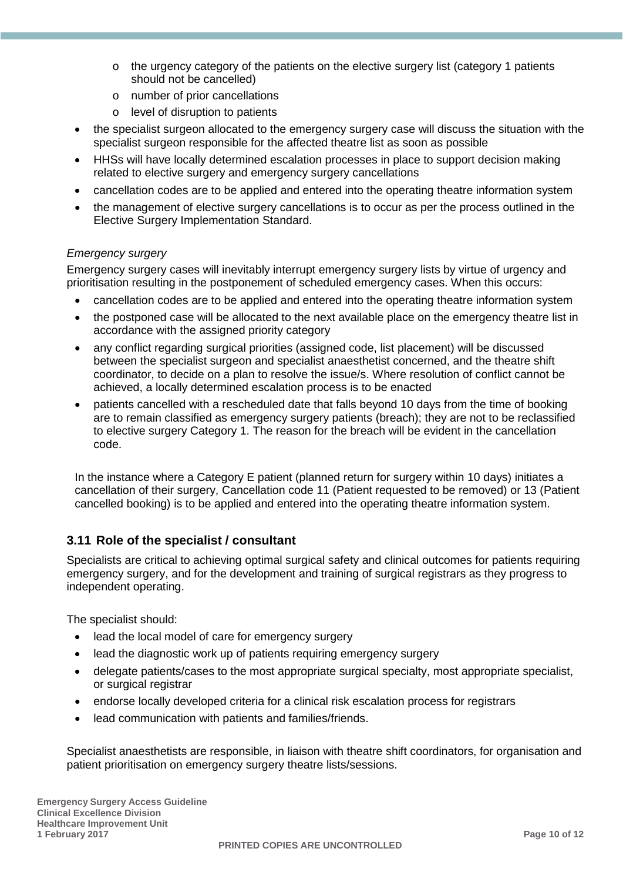- the urgency category of the patients on the elective surgery list (category 1 patients should not be cancelled)
  - number of prior cancellations
  - level of disruption to patients
- the specialist surgeon allocated to the emergency surgery case will discuss the situation with the specialist surgeon responsible for the affected theatre list as soon as possible
- HHSs will have locally determined escalation processes in place to support decision making related to elective surgery and emergency surgery cancellations
- cancellation codes are to be applied and entered into the operating theatre information system
- the management of elective surgery cancellations is to occur as per the process outlined in the Elective Surgery Implementation Standard.

*Emergency surgery*

Emergency surgery cases will inevitably interrupt emergency surgery lists by virtue of urgency and prioritisation resulting in the postponement of scheduled emergency cases. When this occurs:

- cancellation codes are to be applied and entered into the operating theatre information system
- the postponed case will be allocated to the next available place on the emergency theatre list in accordance with the assigned priority category
- any conflict regarding surgical priorities (assigned code, list placement) will be discussed between the specialist surgeon and specialist anaesthetist concerned, and the theatre shift coordinator, to decide on a plan to resolve the issue/s. Where resolution of conflict cannot be achieved, a locally determined escalation process is to be enacted
- patients cancelled with a rescheduled date that falls beyond 10 days from the time of booking are to remain classified as emergency surgery patients (breach); they are not to be reclassified to elective surgery Category 1. The reason for the breach will be evident in the cancellation code.

In the instance where a Category E patient (planned return for surgery within 10 days) initiates a cancellation of their surgery, Cancellation code 11 (Patient requested to be removed) or 13 (Patient cancelled booking) is to be applied and entered into the operating theatre information system.

## 3.11 Role of the specialist / consultant

Specialists are critical to achieving optimal surgical safety and clinical outcomes for patients requiring emergency surgery, and for the development and training of surgical registrars as they progress to independent operating.

The specialist should:

- lead the local model of care for emergency surgery
- lead the diagnostic work up of patients requiring emergency surgery
- delegate patients/cases to the most appropriate surgical specialty, most appropriate specialist, or surgical registrar
- endorse locally developed criteria for a clinical risk escalation process for registrars
- lead communication with patients and families/friends.

Specialist anaesthetists are responsible, in liaison with theatre shift coordinators, for organisation and patient prioritisation on emergency surgery theatre lists/sessions.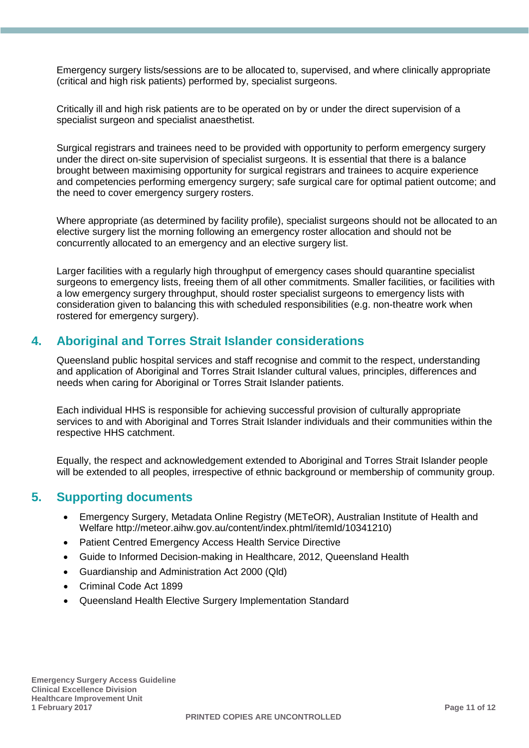Emergency surgery lists/sessions are to be allocated to, supervised, and where clinically appropriate (critical and high risk patients) performed by, specialist surgeons.

Critically ill and high risk patients are to be operated on by or under the direct supervision of a specialist surgeon and specialist anaesthetist.

Surgical registrars and trainees need to be provided with opportunity to perform emergency surgery under the direct on-site supervision of specialist surgeons. It is essential that there is a balance brought between maximising opportunity for surgical registrars and trainees to acquire experience and competencies performing emergency surgery; safe surgical care for optimal patient outcome; and the need to cover emergency surgery rosters.

Where appropriate (as determined by facility profile), specialist surgeons should not be allocated to an elective surgery list the morning following an emergency roster allocation and should not be concurrently allocated to an emergency and an elective surgery list.

Larger facilities with a regularly high throughput of emergency cases should quarantine specialist surgeons to emergency lists, freeing them of all other commitments. Smaller facilities, or facilities with a low emergency surgery throughput, should roster specialist surgeons to emergency lists with consideration given to balancing this with scheduled responsibilities (e.g. non-theatre work when rostered for emergency surgery).

## 4. Aboriginal and Torres Strait Islander considerations

Queensland public hospital services and staff recognise and commit to the respect, understanding and application of Aboriginal and Torres Strait Islander cultural values, principles, differences and needs when caring for Aboriginal or Torres Strait Islander patients.

Each individual HHS is responsible for achieving successful provision of culturally appropriate services to and with Aboriginal and Torres Strait Islander individuals and their communities within the respective HHS catchment.

Equally, the respect and acknowledgement extended to Aboriginal and Torres Strait Islander people will be extended to all peoples, irrespective of ethnic background or membership of community group.

## 5. Supporting documents

- Emergency Surgery, Metadata Online Registry (METeOR), Australian Institute of Health and Welfare http://meteor.aihw.gov.au/content/index.phtml/itemId/10341210)
- Patient Centred Emergency Access Health Service Directive
- Guide to Informed Decision-making in Healthcare, 2012, Queensland Health
- Guardianship and Administration Act 2000 (Qld)
- Criminal Code Act 1899
- Queensland Health Elective Surgery Implementation Standard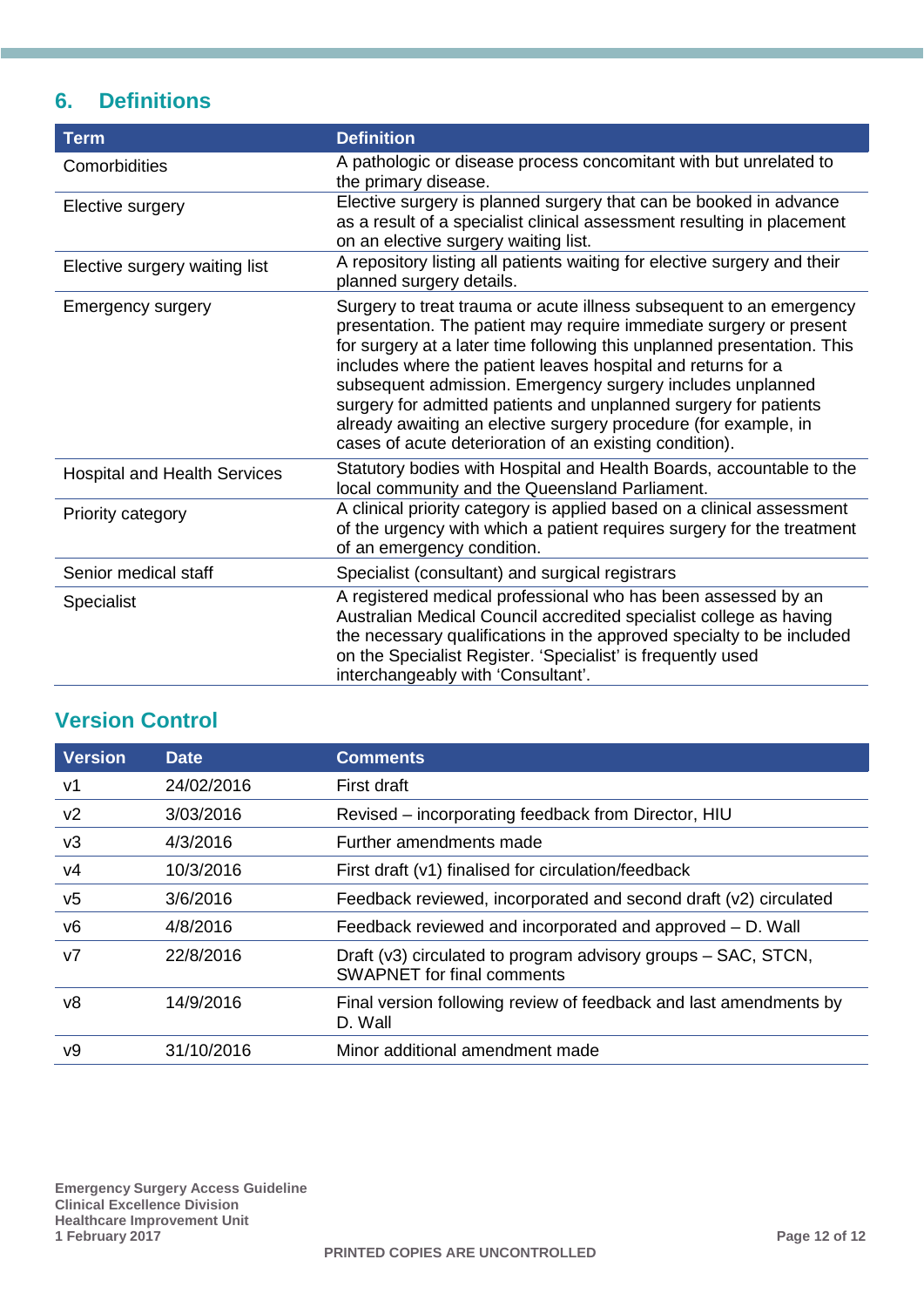## 6. Definitions

| Term | Definition |
|---|---|
| Comorbidities | A pathologic or disease process concomitant with but unrelated to the primary disease. |
| Elective surgery | Elective surgery is planned surgery that can be booked in advance as a result of a specialist clinical assessment resulting in placement on an elective surgery waiting list. |
| Elective surgery waiting list | A repository listing all patients waiting for elective surgery and their planned surgery details. |
| Emergency surgery | Surgery to treat trauma or acute illness subsequent to an emergency presentation. The patient may require immediate surgery or present for surgery at a later time following this unplanned presentation. This includes where the patient leaves hospital and returns for a subsequent admission. Emergency surgery includes unplanned surgery for admitted patients and unplanned surgery for patients already awaiting an elective surgery procedure (for example, in cases of acute deterioration of an existing condition). |
| Hospital and Health Services | Statutory bodies with Hospital and Health Boards, accountable to the local community and the Queensland Parliament. |
| Priority category | A clinical priority category is applied based on a clinical assessment of the urgency with which a patient requires surgery for the treatment of an emergency condition. |
| Senior medical staff | Specialist (consultant) and surgical registrars |
| Specialist | A registered medical professional who has been assessed by an Australian Medical Council accredited specialist college as having the necessary qualifications in the approved specialty to be included on the Specialist Register. 'Specialist' is frequently used interchangeably with 'Consultant'. |

## Version Control

| Version | Date | Comments |
|---|---|---|
| v1 | 24/02/2016 | First draft |
| v2 | 3/03/2016 | Revised – incorporating feedback from Director, HIU |
| v3 | 4/3/2016 | Further amendments made |
| v4 | 10/3/2016 | First draft (v1) finalised for circulation/feedback |
| v5 | 3/6/2016 | Feedback reviewed, incorporated and second draft (v2) circulated |
| v6 | 4/8/2016 | Feedback reviewed and incorporated and approved – D. Wall |
| v7 | 22/8/2016 | Draft (v3) circulated to program advisory groups – SAC, STCN, SWAPNET for final comments |
| v8 | 14/9/2016 | Final version following review of feedback and last amendments by D. Wall |
| v9 | 31/10/2016 | Minor additional amendment made |